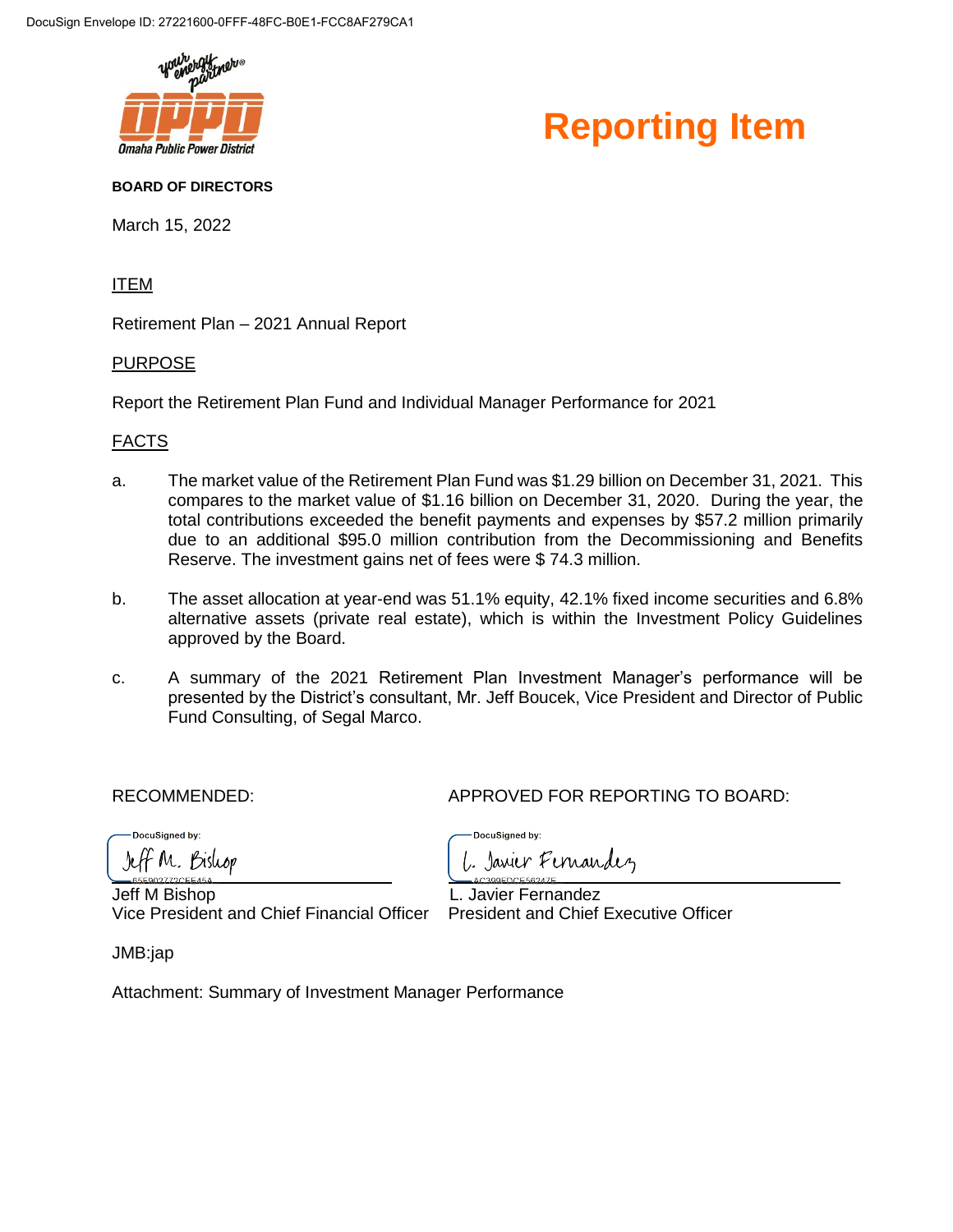DocuSign Envelope ID: 27221600-0FFF-48FC-B0E1-FCC8AF279CA1

your energy partner®
Omaha Public Power District

# Reporting Item

**BOARD OF DIRECTORS**

March 15, 2022

ITEM

Retirement Plan – 2021 Annual Report

PURPOSE

Report the Retirement Plan Fund and Individual Manager Performance for 2021

FACTS

a. The market value of the Retirement Plan Fund was $1.29 billion on December 31, 2021. This compares to the market value of $1.16 billion on December 31, 2020. During the year, the total contributions exceeded the benefit payments and expenses by $57.2 million primarily due to an additional $95.0 million contribution from the Decommissioning and Benefits Reserve. The investment gains net of fees were $ 74.3 million.

b. The asset allocation at year-end was 51.1% equity, 42.1% fixed income securities and 6.8% alternative assets (private real estate), which is within the Investment Policy Guidelines approved by the Board.

c. A summary of the 2021 Retirement Plan Investment Manager's performance will be presented by the District's consultant, Mr. Jeff Boucek, Vice President and Director of Public Fund Consulting, of Segal Marco.

RECOMMENDED:

DocuSigned by:
Jeff M. Bishop
65E902772CEE45A...

Jeff M Bishop
Vice President and Chief Financial Officer

APPROVED FOR REPORTING TO BOARD:

DocuSigned by:
L. Javier Fernandez
AC399EDCE56247E...

L. Javier Fernandez
President and Chief Executive Officer

JMB:jap

Attachment: Summary of Investment Manager Performance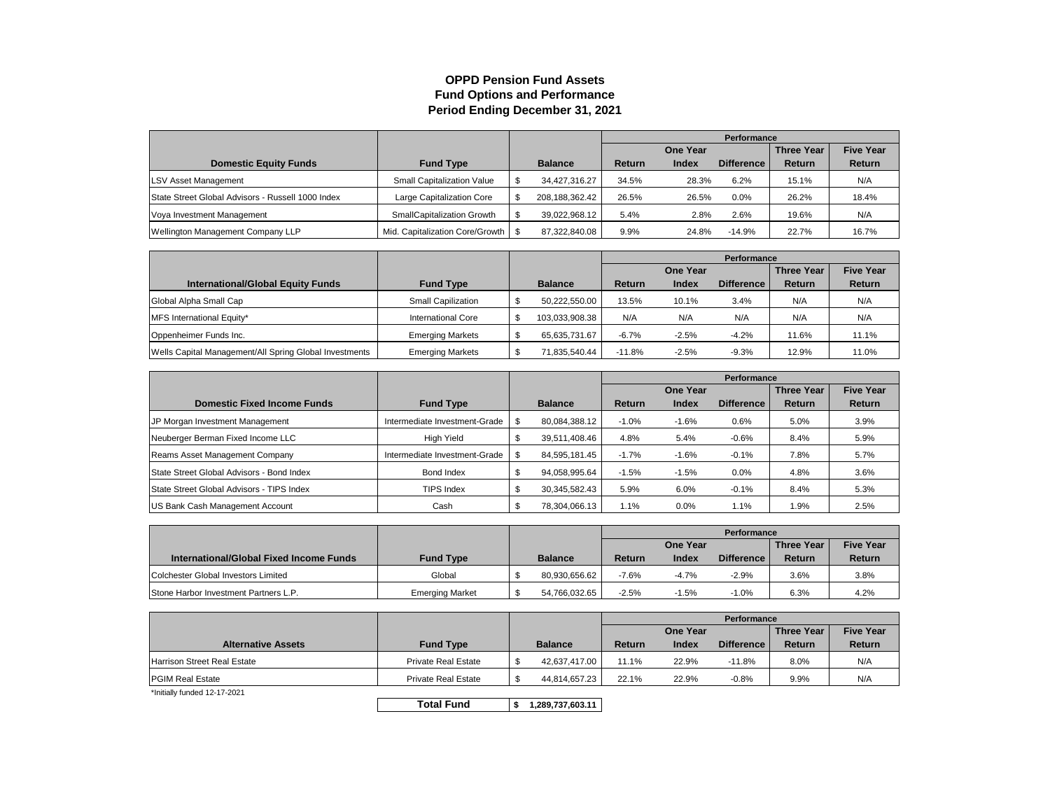# OPPD Pension Fund Assets
## Fund Options and Performance
### Period Ending December 31, 2021

| Domestic Equity Funds | Fund Type | Balance | One Year Return | One Year Index | One Year Difference | Three Year Return | Five Year Return |
|---|---|---|---|---|---|---|---|
| LSV Asset Management | Small Capitalization Value | $ 34,427,316.27 | 34.5% | 28.3% | 6.2% | 15.1% | N/A |
| State Street Global Advisors - Russell 1000 Index | Large Capitalization Core | $ 208,188,362.42 | 26.5% | 26.5% | 0.0% | 26.2% | 18.4% |
| Voya Investment Management | SmallCapitalization Growth | $ 39,022,968.12 | 5.4% | 2.8% | 2.6% | 19.6% | N/A |
| Wellington Management Company LLP | Mid. Capitalization Core/Growth | $ 87,322,840.08 | 9.9% | 24.8% | -14.9% | 22.7% | 16.7% |

| International/Global Equity Funds | Fund Type | Balance | One Year Return | One Year Index | One Year Difference | Three Year Return | Five Year Return |
|---|---|---|---|---|---|---|---|
| Global Alpha Small Cap | Small Capilization | $ 50,222,550.00 | 13.5% | 10.1% | 3.4% | N/A | N/A |
| MFS International Equity* | International Core | $ 103,033,908.38 | N/A | N/A | N/A | N/A | N/A |
| Oppenheimer Funds Inc. | Emerging Markets | $ 65,635,731.67 | -6.7% | -2.5% | -4.2% | 11.6% | 11.1% |
| Wells Capital Management/All Spring Global Investments | Emerging Markets | $ 71,835,540.44 | -11.8% | -2.5% | -9.3% | 12.9% | 11.0% |

| Domestic Fixed Income Funds | Fund Type | Balance | One Year Return | One Year Index | One Year Difference | Three Year Return | Five Year Return |
|---|---|---|---|---|---|---|---|
| JP Morgan Investment Management | Intermediate Investment-Grade | $ 80,084,388.12 | -1.0% | -1.6% | 0.6% | 5.0% | 3.9% |
| Neuberger Berman Fixed Income LLC | High Yield | $ 39,511,408.46 | 4.8% | 5.4% | -0.6% | 8.4% | 5.9% |
| Reams Asset Management Company | Intermediate Investment-Grade | $ 84,595,181.45 | -1.7% | -1.6% | -0.1% | 7.8% | 5.7% |
| State Street Global Advisors - Bond Index | Bond Index | $ 94,058,995.64 | -1.5% | -1.5% | 0.0% | 4.8% | 3.6% |
| State Street Global Advisors - TIPS Index | TIPS Index | $ 30,345,582.43 | 5.9% | 6.0% | -0.1% | 8.4% | 5.3% |
| US Bank Cash Management Account | Cash | $ 78,304,066.13 | 1.1% | 0.0% | 1.1% | 1.9% | 2.5% |

| International/Global Fixed Income Funds | Fund Type | Balance | One Year Return | One Year Index | One Year Difference | Three Year Return | Five Year Return |
|---|---|---|---|---|---|---|---|
| Colchester Global Investors Limited | Global | $ 80,930,656.62 | -7.6% | -4.7% | -2.9% | 3.6% | 3.8% |
| Stone Harbor Investment Partners L.P. | Emerging Market | $ 54,766,032.65 | -2.5% | -1.5% | -1.0% | 6.3% | 4.2% |

| Alternative Assets | Fund Type | Balance | One Year Return | One Year Index | One Year Difference | Three Year Return | Five Year Return |
|---|---|---|---|---|---|---|---|
| Harrison Street Real Estate | Private Real Estate | $ 42,637,417.00 | 11.1% | 22.9% | -11.8% | 8.0% | N/A |
| PGIM Real Estate | Private Real Estate | $ 44,814,657.23 | 22.1% | 22.9% | -0.8% | 9.9% | N/A |

*Initially funded 12-17-2021

| **Total Fund** | **$ 1,289,737,603.11** |
|---|---|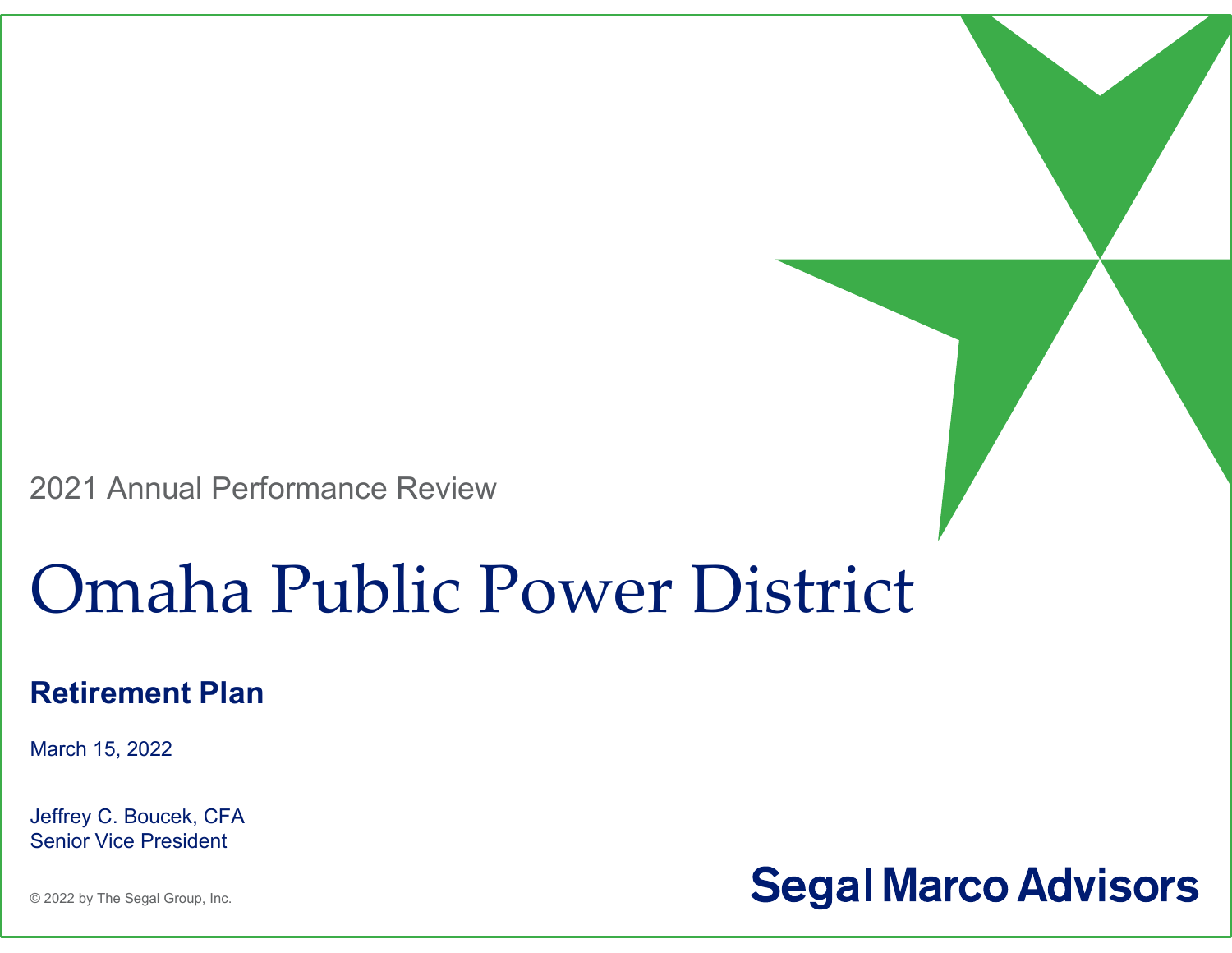2021 Annual Performance Review

# Omaha Public Power District

## Retirement Plan

March 15, 2022

Jeffrey C. Boucek, CFA
Senior Vice President

© 2022 by The Segal Group, Inc.

**Segal Marco Advisors**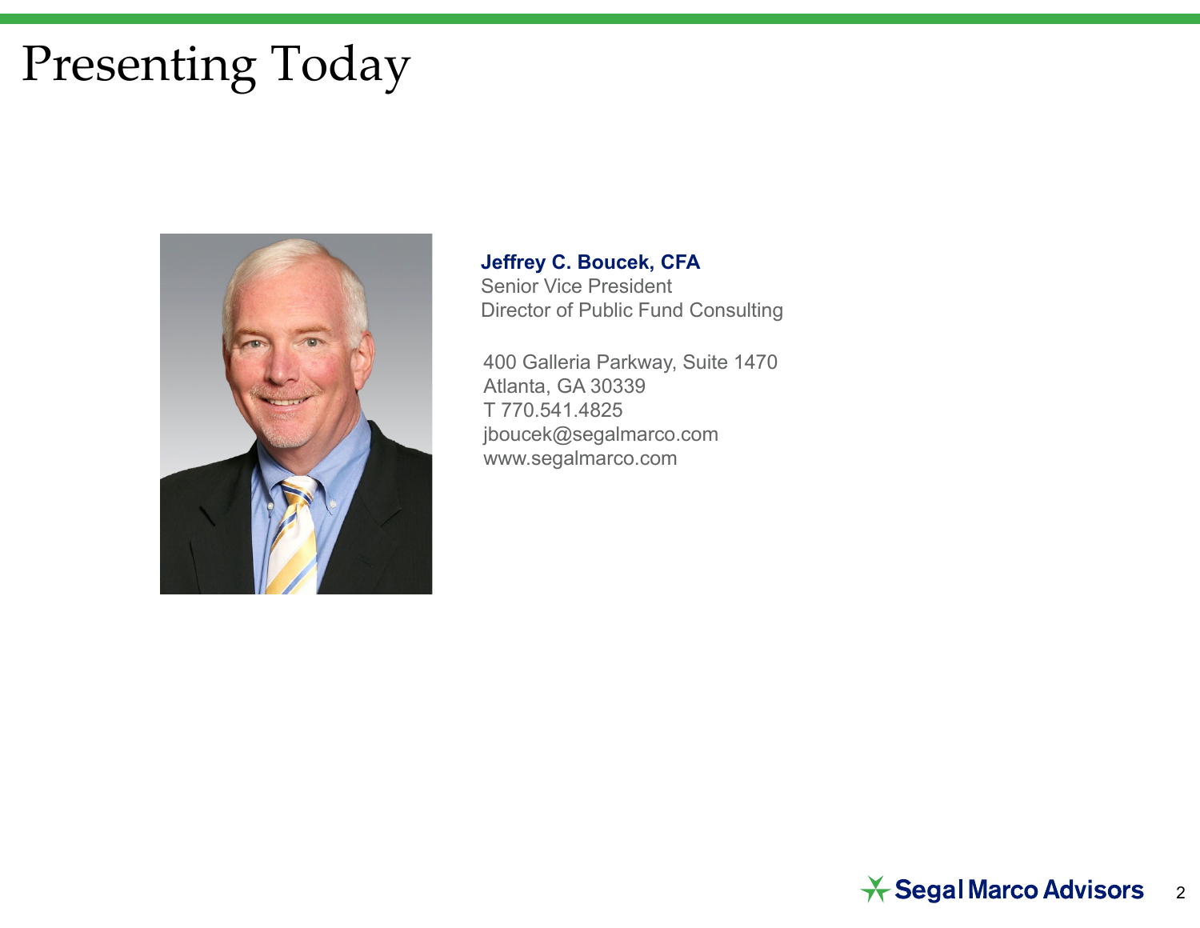# Presenting Today

**Jeffrey C. Boucek, CFA**
Senior Vice President
Director of Public Fund Consulting

400 Galleria Parkway, Suite 1470
Atlanta, GA 30339
T 770.541.4825
jboucek@segalmarco.com
www.segalmarco.com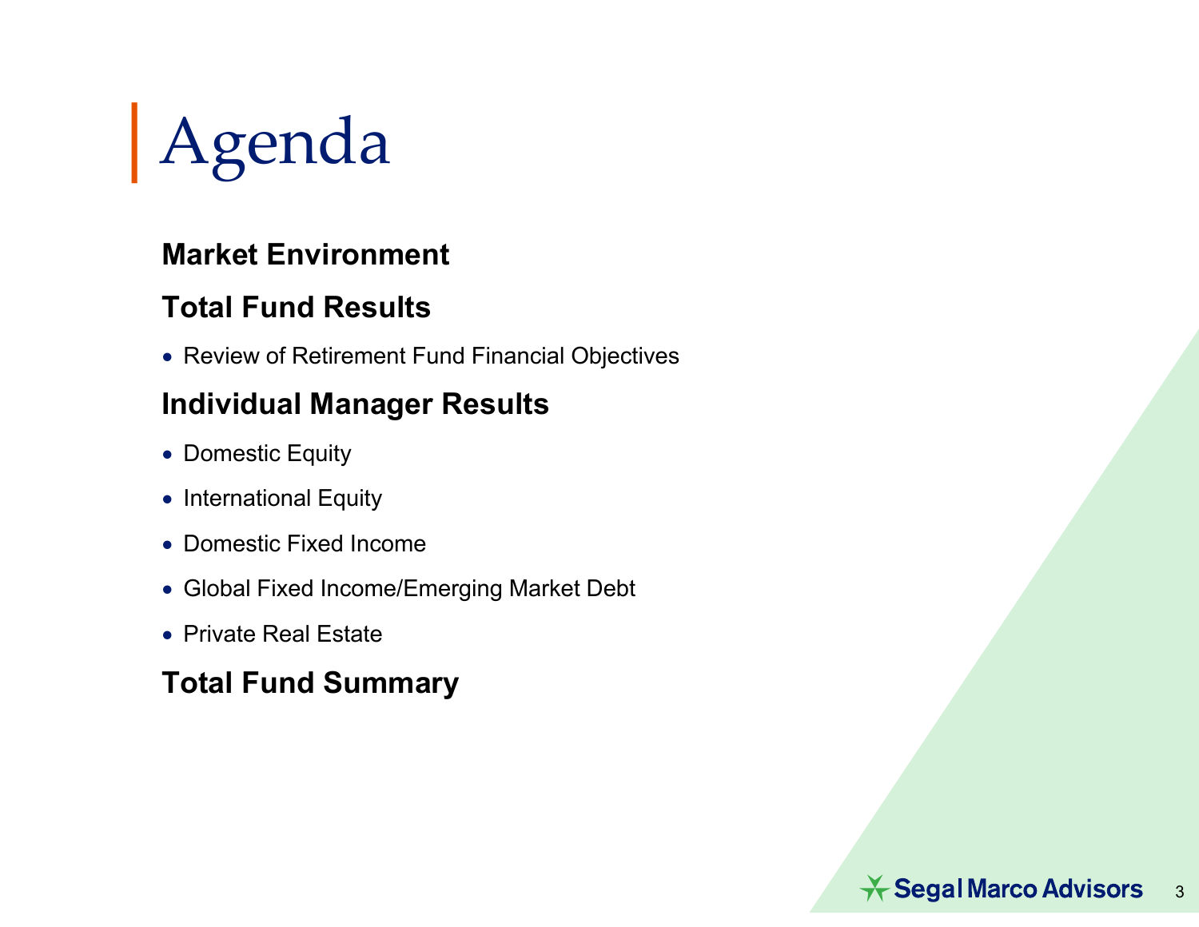# Agenda

**Market Environment**

**Total Fund Results**

- Review of Retirement Fund Financial Objectives

**Individual Manager Results**

- Domestic Equity
- International Equity
- Domestic Fixed Income
- Global Fixed Income/Emerging Market Debt
- Private Real Estate

**Total Fund Summary**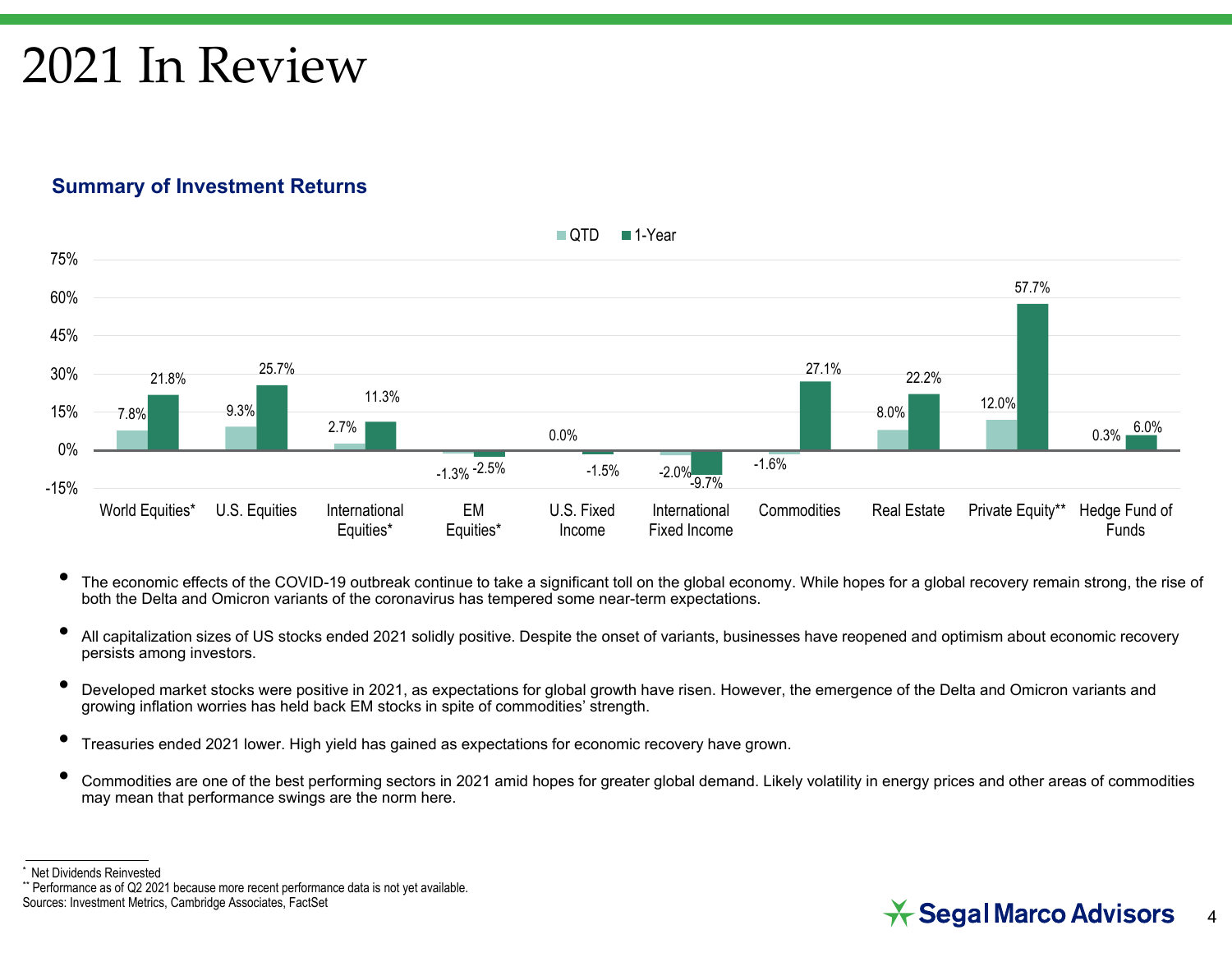# 2021 In Review

### Summary of Investment Returns

| | QTD | 1-Year |
|---|---|---|
| World Equities* | 7.8% | 21.8% |
| U.S. Equities | 9.3% | 25.7% |
| International Equities* | 2.7% | 11.3% |
| EM Equities* | -1.3% | -2.5% |
| U.S. Fixed Income | 0.0% | -1.5% |
| International Fixed Income | -2.0% | -9.7% |
| Commodities | -1.6% | 27.1% |
| Real Estate | 8.0% | 22.2% |
| Private Equity** | 12.0% | 57.7% |
| Hedge Fund of Funds | 0.3% | 6.0% |

- The economic effects of the COVID-19 outbreak continue to take a significant toll on the global economy. While hopes for a global recovery remain strong, the rise of both the Delta and Omicron variants of the coronavirus has tempered some near-term expectations.
- All capitalization sizes of US stocks ended 2021 solidly positive. Despite the onset of variants, businesses have reopened and optimism about economic recovery persists among investors.
- Developed market stocks were positive in 2021, as expectations for global growth have risen. However, the emergence of the Delta and Omicron variants and growing inflation worries has held back EM stocks in spite of commodities' strength.
- Treasuries ended 2021 lower. High yield has gained as expectations for economic recovery have grown.
- Commodities are one of the best performing sectors in 2021 amid hopes for greater global demand. Likely volatility in energy prices and other areas of commodities may mean that performance swings are the norm here.

\* Net Dividends Reinvested
\*\* Performance as of Q2 2021 because more recent performance data is not yet available.
Sources: Investment Metrics, Cambridge Associates, FactSet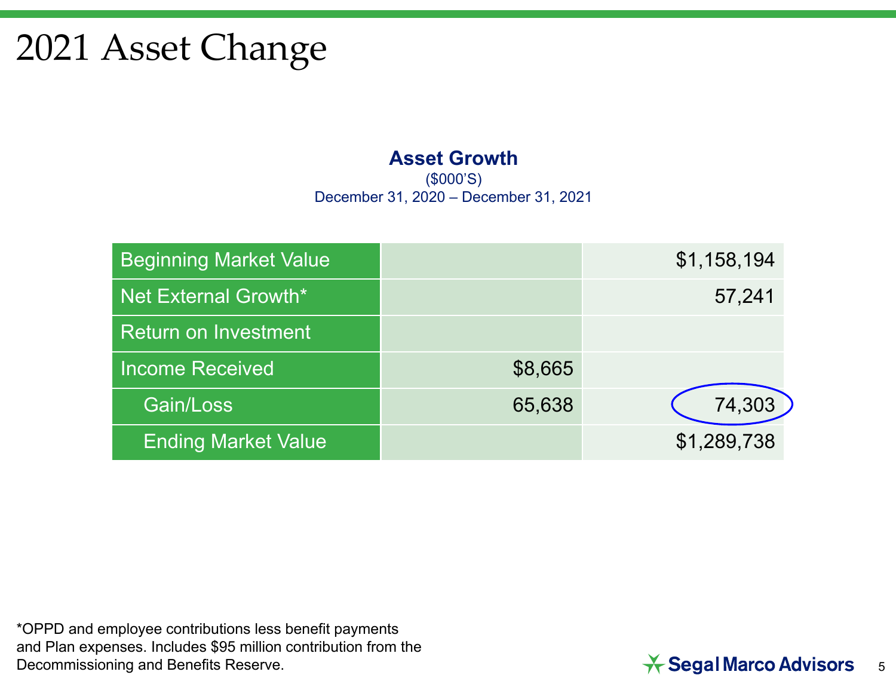# 2021 Asset Change

**Asset Growth**

($000'S)

December 31, 2020 – December 31, 2021

| | | |
|---|---|---|
| Beginning Market Value | | $1,158,194 |
| Net External Growth* | | 57,241 |
| Return on Investment | | |
| Income Received | $8,665 | |
| Gain/Loss | 65,638 | 74,303 |
| Ending Market Value | | $1,289,738 |

*OPPD and employee contributions less benefit payments and Plan expenses. Includes $95 million contribution from the Decommissioning and Benefits Reserve.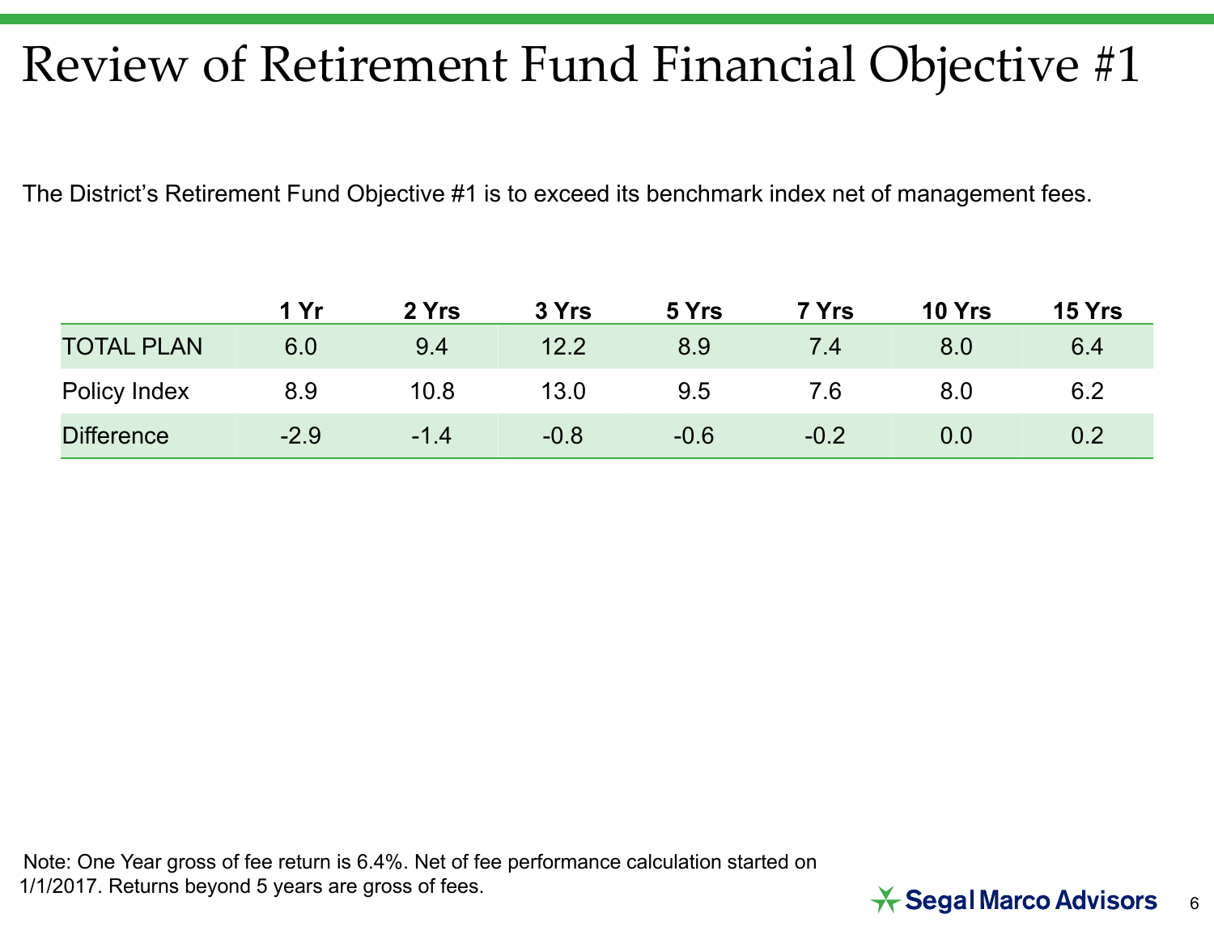# Review of Retirement Fund Financial Objective #1

The District's Retirement Fund Objective #1 is to exceed its benchmark index net of management fees.

| | 1 Yr | 2 Yrs | 3 Yrs | 5 Yrs | 7 Yrs | 10 Yrs | 15 Yrs |
|---|---|---|---|---|---|---|---|
| TOTAL PLAN | 6.0 | 9.4 | 12.2 | 8.9 | 7.4 | 8.0 | 6.4 |
| Policy Index | 8.9 | 10.8 | 13.0 | 9.5 | 7.6 | 8.0 | 6.2 |
| Difference | -2.9 | -1.4 | -0.8 | -0.6 | -0.2 | 0.0 | 0.2 |

Note: One Year gross of fee return is 6.4%. Net of fee performance calculation started on 1/1/2017. Returns beyond 5 years are gross of fees.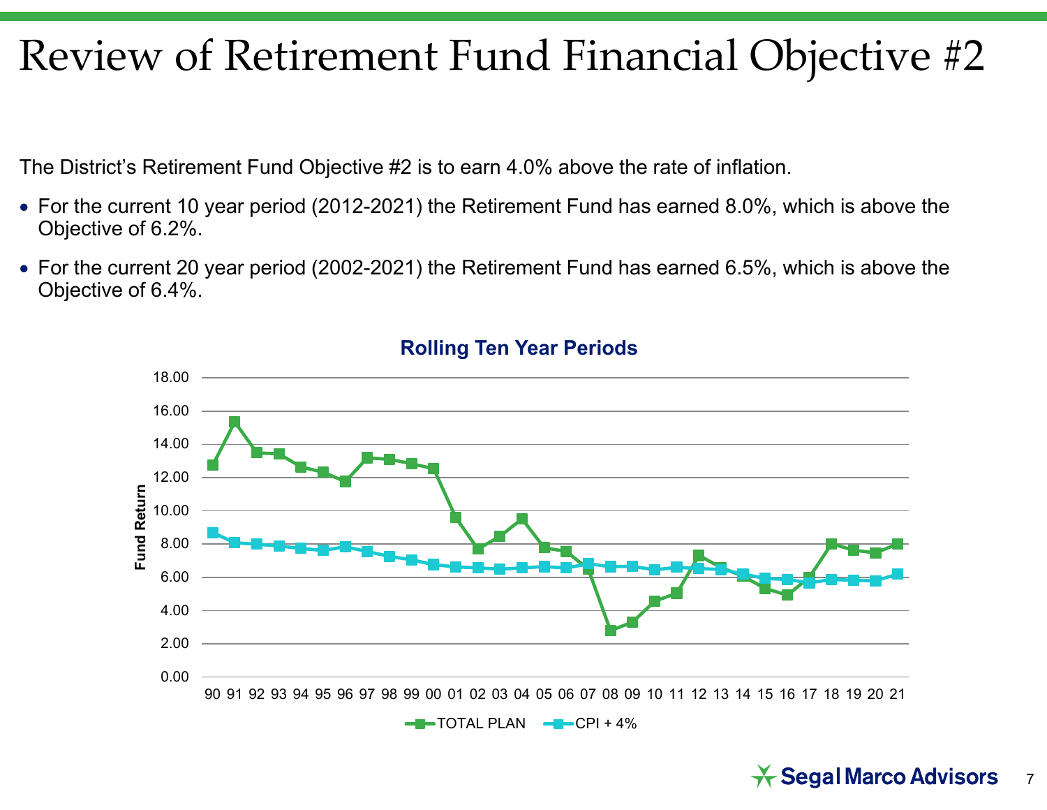# Review of Retirement Fund Financial Objective #2

The District's Retirement Fund Objective #2 is to earn 4.0% above the rate of inflation.

- For the current 10 year period (2012-2021) the Retirement Fund has earned 8.0%, which is above the Objective of 6.2%.
- For the current 20 year period (2002-2021) the Retirement Fund has earned 6.5%, which is above the Objective of 6.4%.

**Rolling Ten Year Periods**

Fund Return

18.00
16.00
14.00
12.00
10.00
8.00
6.00
4.00
2.00
0.00

90 91 92 93 94 95 96 97 98 99 00 01 02 03 04 05 06 07 08 09 10 11 12 13 14 15 16 17 18 19 20 21

TOTAL PLAN — CPI + 4%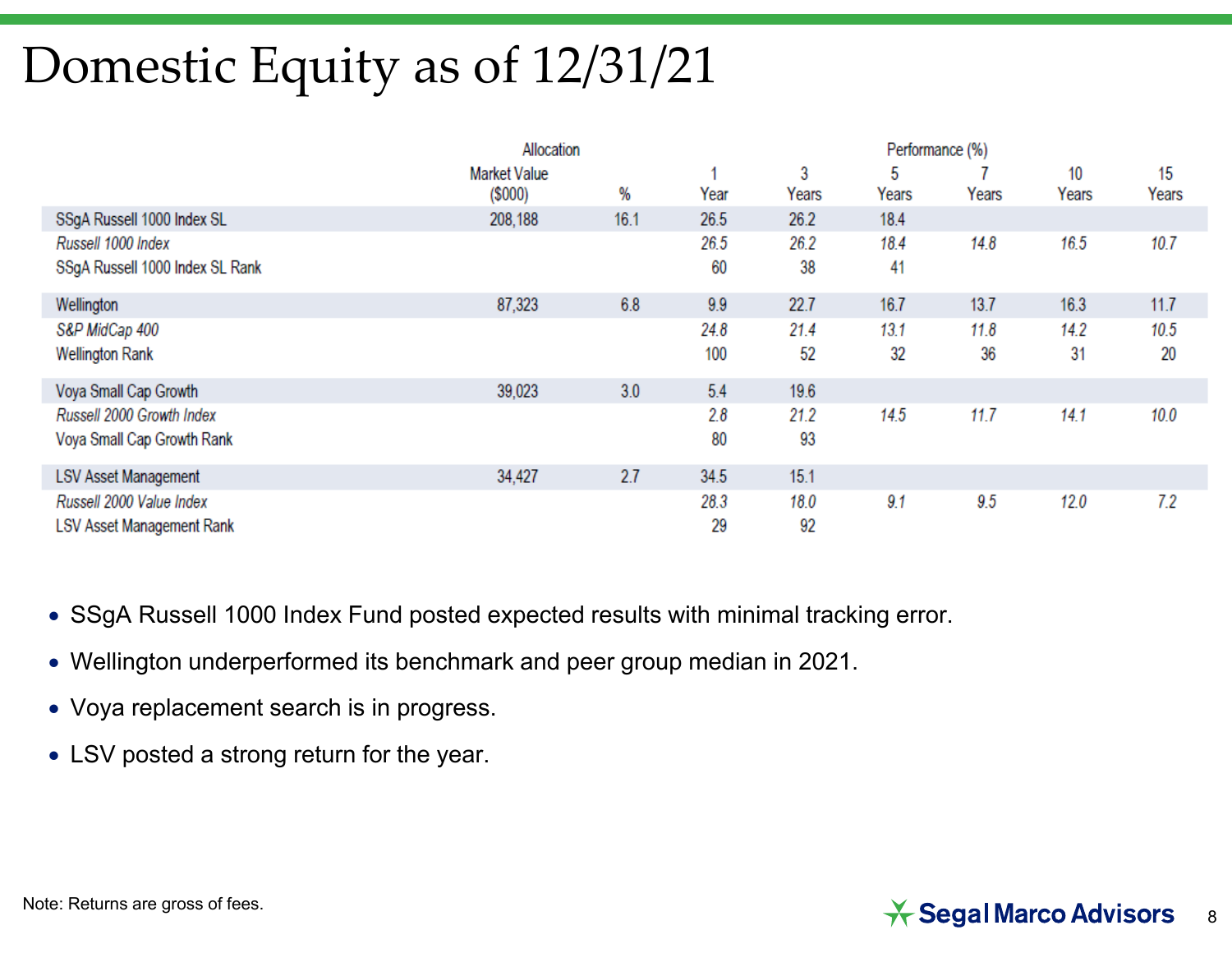# Domestic Equity as of 12/31/21

| | Allocation | | Performance (%) | | | | | |
|---|---|---|---|---|---|---|---|---|
| | Market Value ($000) | % | 1 Year | 3 Years | 5 Years | 7 Years | 10 Years | 15 Years |
| SSgA Russell 1000 Index SL | 208,188 | 16.1 | 26.5 | 26.2 | 18.4 | | | |
| *Russell 1000 Index* | | | *26.5* | *26.2* | *18.4* | *14.8* | *16.5* | *10.7* |
| SSgA Russell 1000 Index SL Rank | | | 60 | 38 | 41 | | | |
| Wellington | 87,323 | 6.8 | 9.9 | 22.7 | 16.7 | 13.7 | 16.3 | 11.7 |
| *S&P MidCap 400* | | | *24.8* | *21.4* | *13.1* | *11.8* | *14.2* | *10.5* |
| Wellington Rank | | | 100 | 52 | 32 | 36 | 31 | 20 |
| Voya Small Cap Growth | 39,023 | 3.0 | 5.4 | 19.6 | | | | |
| *Russell 2000 Growth Index* | | | *2.8* | *21.2* | *14.5* | *11.7* | *14.1* | *10.0* |
| Voya Small Cap Growth Rank | | | 80 | 93 | | | | |
| LSV Asset Management | 34,427 | 2.7 | 34.5 | 15.1 | | | | |
| *Russell 2000 Value Index* | | | *28.3* | *18.0* | *9.1* | *9.5* | *12.0* | *7.2* |
| LSV Asset Management Rank | | | 29 | 92 | | | | |

- SSgA Russell 1000 Index Fund posted expected results with minimal tracking error.
- Wellington underperformed its benchmark and peer group median in 2021.
- Voya replacement search is in progress.
- LSV posted a strong return for the year.

Note: Returns are gross of fees.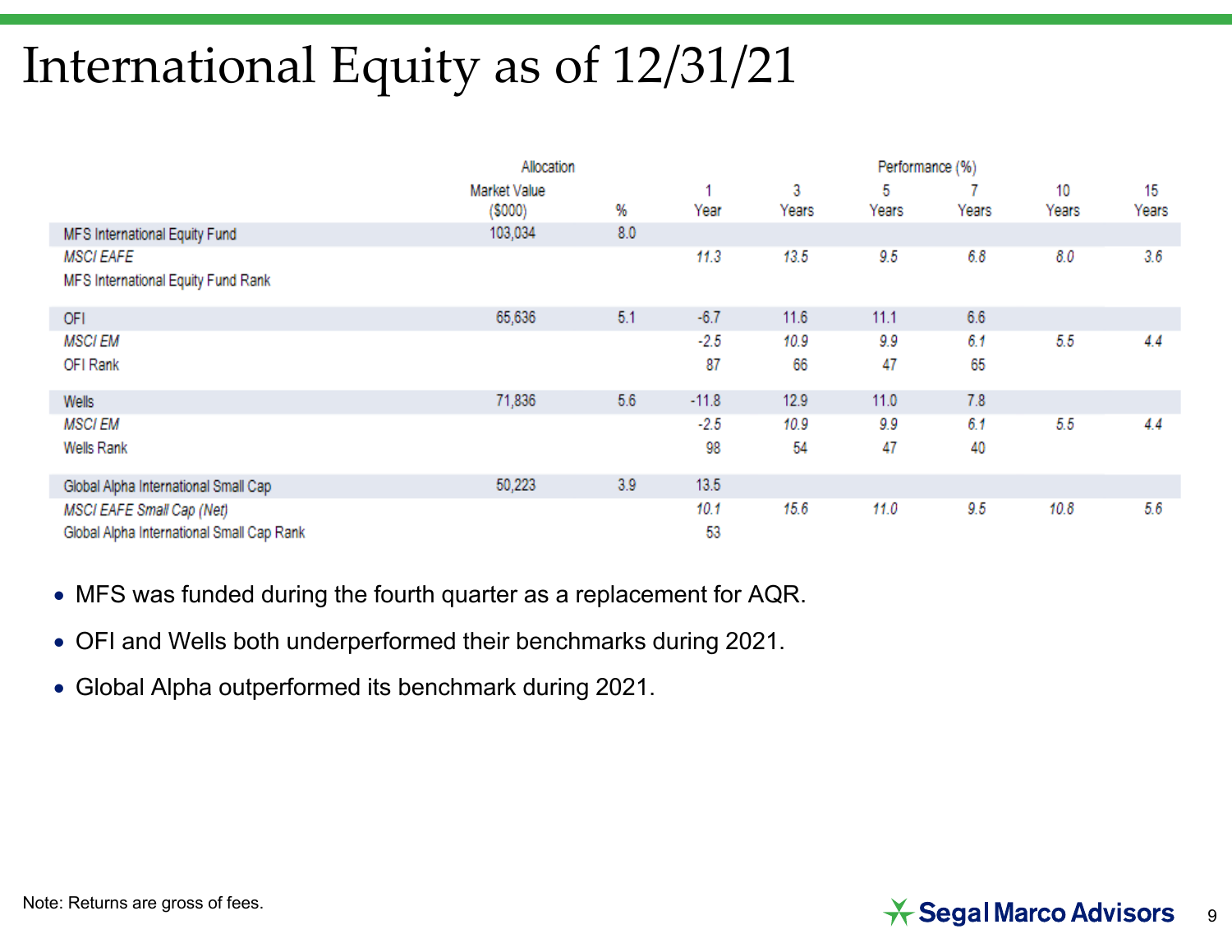# International Equity as of 12/31/21

| | Allocation | | Performance (%) | | | | | |
|---|---|---|---|---|---|---|---|---|
| | Market Value ($000) | % | 1 Year | 3 Years | 5 Years | 7 Years | 10 Years | 15 Years |
| MFS International Equity Fund | 103,034 | 8.0 | | | | | | |
| *MSCI EAFE* | | | *11.3* | *13.5* | *9.5* | *6.8* | *8.0* | *3.6* |
| MFS International Equity Fund Rank | | | | | | | | |
| OFI | 65,636 | 5.1 | -6.7 | 11.6 | 11.1 | 6.6 | | |
| *MSCI EM* | | | *-2.5* | *10.9* | *9.9* | *6.1* | *5.5* | *4.4* |
| OFI Rank | | | 87 | 66 | 47 | 65 | | |
| Wells | 71,836 | 5.6 | -11.8 | 12.9 | 11.0 | 7.8 | | |
| *MSCI EM* | | | *-2.5* | *10.9* | *9.9* | *6.1* | *5.5* | *4.4* |
| Wells Rank | | | 98 | 54 | 47 | 40 | | |
| Global Alpha International Small Cap | 50,223 | 3.9 | 13.5 | | | | | |
| *MSCI EAFE Small Cap (Net)* | | | *10.1* | *15.6* | *11.0* | *9.5* | *10.8* | *5.6* |
| Global Alpha International Small Cap Rank | | | 53 | | | | | |

- MFS was funded during the fourth quarter as a replacement for AQR.
- OFI and Wells both underperformed their benchmarks during 2021.
- Global Alpha outperformed its benchmark during 2021.

Note: Returns are gross of fees.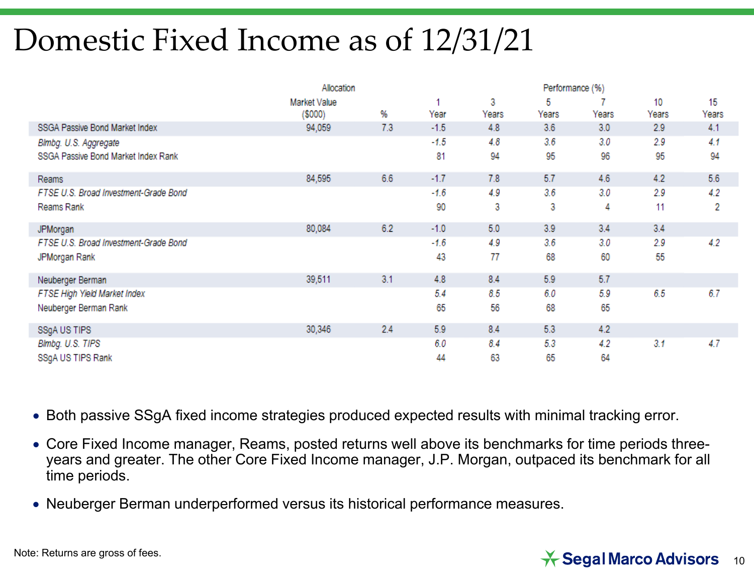# Domestic Fixed Income as of 12/31/21

| | Allocation | | Performance (%) | | | | | |
|---|---|---|---|---|---|---|---|---|
| | Market Value ($000) | % | 1 Year | 3 Years | 5 Years | 7 Years | 10 Years | 15 Years |
| SSGA Passive Bond Market Index | 94,059 | 7.3 | -1.5 | 4.8 | 3.6 | 3.0 | 2.9 | 4.1 |
| *Blmbg. U.S. Aggregate* | | | *-1.5* | *4.8* | *3.6* | *3.0* | *2.9* | *4.1* |
| SSGA Passive Bond Market Index Rank | | | 81 | 94 | 95 | 96 | 95 | 94 |
| Reams | 84,595 | 6.6 | -1.7 | 7.8 | 5.7 | 4.6 | 4.2 | 5.6 |
| *FTSE U.S. Broad Investment-Grade Bond* | | | *-1.6* | *4.9* | *3.6* | *3.0* | *2.9* | *4.2* |
| Reams Rank | | | 90 | 3 | 3 | 4 | 11 | 2 |
| JPMorgan | 80,084 | 6.2 | -1.0 | 5.0 | 3.9 | 3.4 | 3.4 | |
| *FTSE U.S. Broad Investment-Grade Bond* | | | *-1.6* | *4.9* | *3.6* | *3.0* | *2.9* | *4.2* |
| JPMorgan Rank | | | 43 | 77 | 68 | 60 | 55 | |
| Neuberger Berman | 39,511 | 3.1 | 4.8 | 8.4 | 5.9 | 5.7 | | |
| *FTSE High Yield Market Index* | | | *5.4* | *8.5* | *6.0* | *5.9* | *6.5* | *6.7* |
| Neuberger Berman Rank | | | 65 | 56 | 68 | 65 | | |
| SSgA US TIPS | 30,346 | 2.4 | 5.9 | 8.4 | 5.3 | 4.2 | | |
| *Blmbg. U.S. TIPS* | | | *6.0* | *8.4* | *5.3* | *4.2* | *3.1* | *4.7* |
| SSgA US TIPS Rank | | | 44 | 63 | 65 | 64 | | |

- Both passive SSgA fixed income strategies produced expected results with minimal tracking error.
- Core Fixed Income manager, Reams, posted returns well above its benchmarks for time periods three-years and greater. The other Core Fixed Income manager, J.P. Morgan, outpaced its benchmark for all time periods.
- Neuberger Berman underperformed versus its historical performance measures.

Note: Returns are gross of fees.

Segal Marco Advisors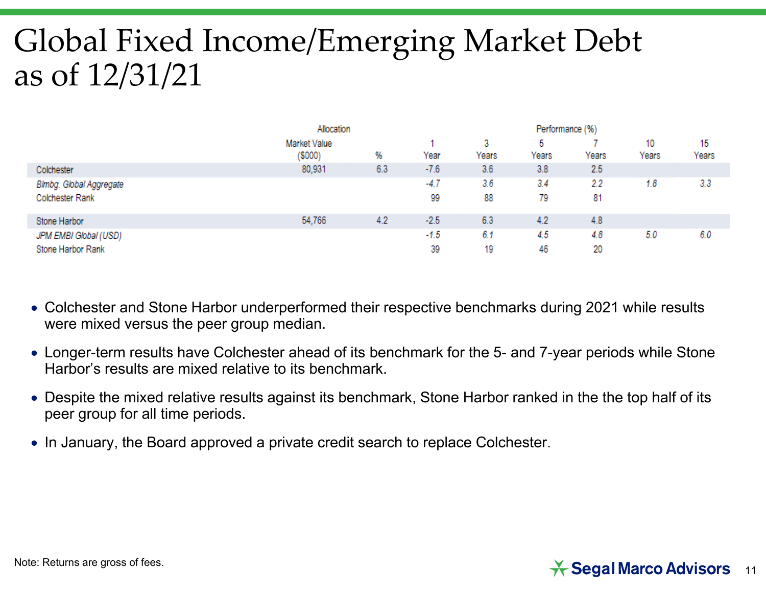# Global Fixed Income/Emerging Market Debt as of 12/31/21

| | Allocation | | Performance (%) | | | | | |
|---|---|---|---|---|---|---|---|---|
| | Market Value ($000) | % | 1 Year | 3 Years | 5 Years | 7 Years | 10 Years | 15 Years |
| Colchester | 80,931 | 6.3 | -7.6 | 3.6 | 3.8 | 2.5 | | |
| *Blmbg. Global Aggregate* | | | *-4.7* | *3.6* | *3.4* | *2.2* | *1.8* | *3.3* |
| Colchester Rank | | | 99 | 88 | 79 | 81 | | |
| Stone Harbor | 54,766 | 4.2 | -2.5 | 6.3 | 4.2 | 4.8 | | |
| *JPM EMBI Global (USD)* | | | *-1.5* | *6.1* | *4.5* | *4.8* | *5.0* | *6.0* |
| Stone Harbor Rank | | | 39 | 19 | 46 | 20 | | |

- Colchester and Stone Harbor underperformed their respective benchmarks during 2021 while results were mixed versus the peer group median.
- Longer-term results have Colchester ahead of its benchmark for the 5- and 7-year periods while Stone Harbor's results are mixed relative to its benchmark.
- Despite the mixed relative results against its benchmark, Stone Harbor ranked in the the top half of its peer group for all time periods.
- In January, the Board approved a private credit search to replace Colchester.

Note: Returns are gross of fees.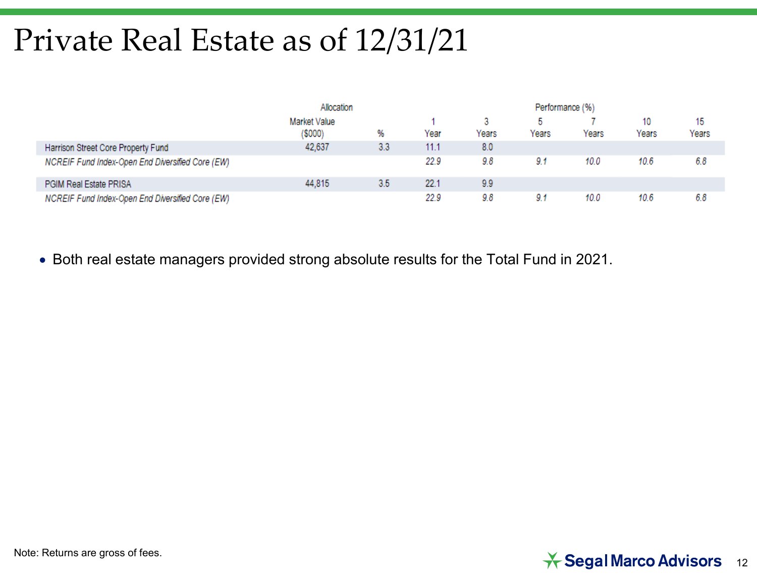# Private Real Estate as of 12/31/21

| | Allocation | | Performance (%) | | | | | |
|---|---|---|---|---|---|---|---|---|
| | Market Value ($000) | % | 1 Year | 3 Years | 5 Years | 7 Years | 10 Years | 15 Years |
| Harrison Street Core Property Fund | 42,637 | 3.3 | 11.1 | 8.0 | | | | |
| *NCREIF Fund Index-Open End Diversified Core (EW)* | | | *22.9* | *9.8* | *9.1* | *10.0* | *10.6* | *6.8* |
| PGIM Real Estate PRISA | 44,815 | 3.5 | 22.1 | 9.9 | | | | |
| *NCREIF Fund Index-Open End Diversified Core (EW)* | | | *22.9* | *9.8* | *9.1* | *10.0* | *10.6* | *6.8* |

- Both real estate managers provided strong absolute results for the Total Fund in 2021.

Note: Returns are gross of fees.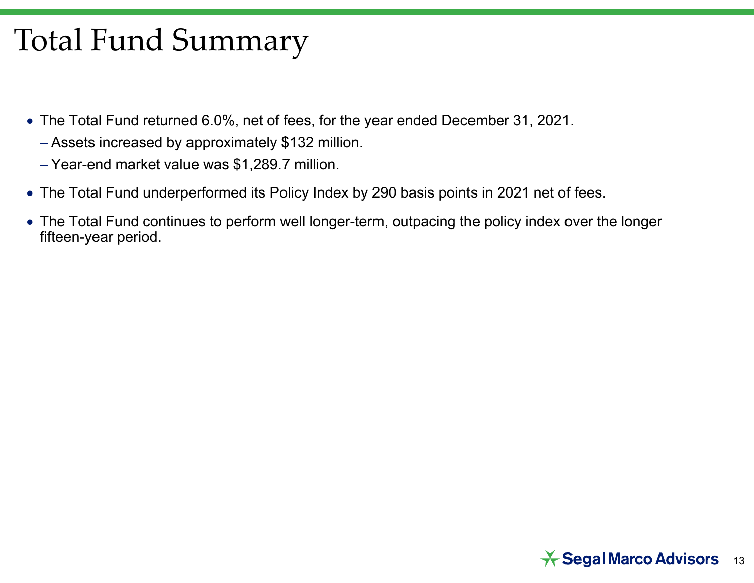# Total Fund Summary

- The Total Fund returned 6.0%, net of fees, for the year ended December 31, 2021.
  - Assets increased by approximately $132 million.
  - Year-end market value was $1,289.7 million.
- The Total Fund underperformed its Policy Index by 290 basis points in 2021 net of fees.
- The Total Fund continues to perform well longer-term, outpacing the policy index over the longer fifteen-year period.